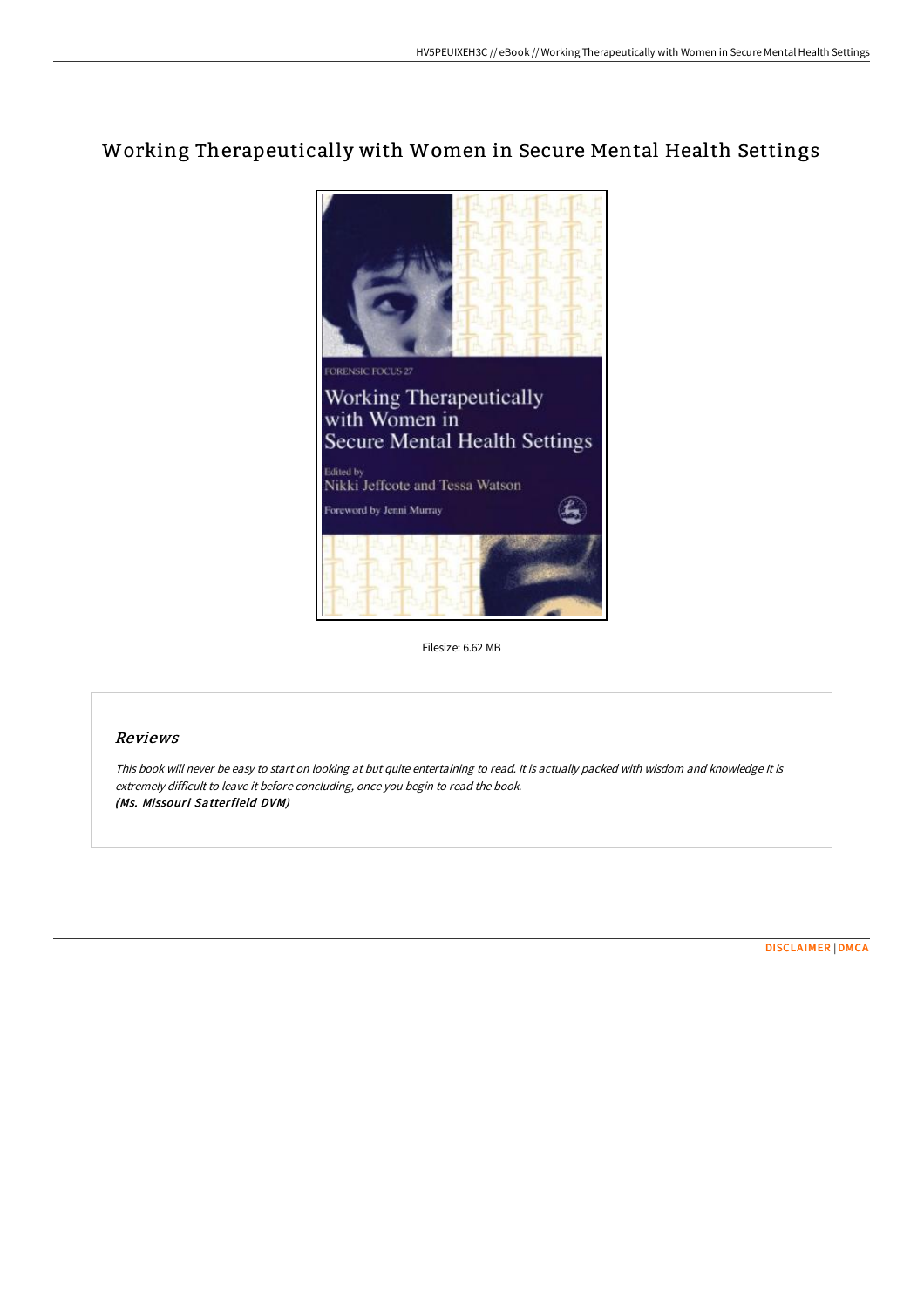# Working Therapeutically with Women in Secure Mental Health Settings

Filesize: 6.62 MB

## Reviews

*This book will never be easy to start on looking at but quite entertaining to read. It is actually packed with wisdom and knowledge It is extremely difficult to leave it before concluding, once you begin to read the book.*
***(Ms. Missouri Satterfield DVM)***

DISCLAIMER | DMCA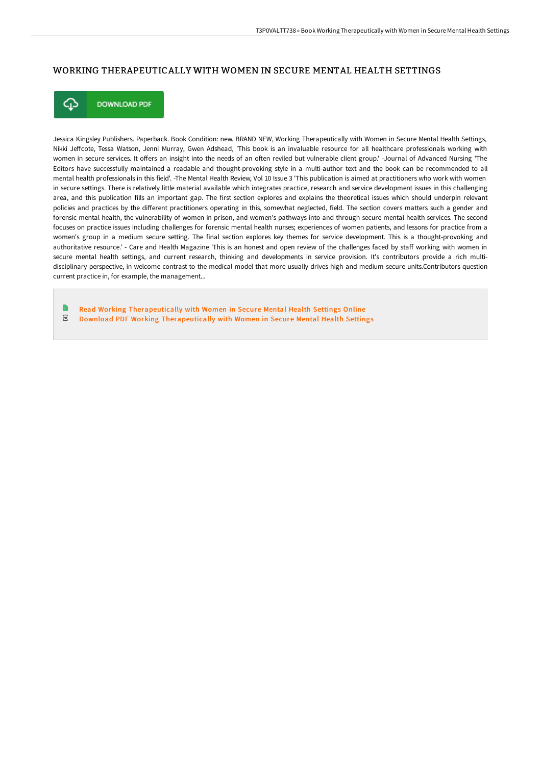## WORKING THERAPEUTICALLY WITH WOMEN IN SECURE MENTAL HEALTH SETTINGS

DOWNLOAD PDF

Jessica Kingsley Publishers. Paperback. Book Condition: new. BRAND NEW, Working Therapeutically with Women in Secure Mental Health Settings, Nikki Jeffcote, Tessa Watson, Jenni Murray, Gwen Adshead, 'This book is an invaluable resource for all healthcare professionals working with women in secure services. It offers an insight into the needs of an often reviled but vulnerable client group.' -Journal of Advanced Nursing 'The Editors have successfully maintained a readable and thought-provoking style in a multi-author text and the book can be recommended to all mental health professionals in this field'. -The Mental Health Review, Vol 10 Issue 3 'This publication is aimed at practitioners who work with women in secure settings. There is relatively little material available which integrates practice, research and service development issues in this challenging area, and this publication fills an important gap. The first section explores and explains the theoretical issues which should underpin relevant policies and practices by the different practitioners operating in this, somewhat neglected, field. The section covers matters such a gender and forensic mental health, the vulnerability of women in prison, and women's pathways into and through secure mental health services. The second focuses on practice issues including challenges for forensic mental health nurses; experiences of women patients, and lessons for practice from a women's group in a medium secure setting. The final section explores key themes for service development. This is a thought-provoking and authoritative resource.' - Care and Health Magazine 'This is an honest and open review of the challenges faced by staff working with women in secure mental health settings, and current research, thinking and developments in service provision. It's contributors provide a rich multi-disciplinary perspective, in welcome contrast to the medical model that more usually drives high and medium secure units.Contributors question current practice in, for example, the management...

Read Working Therapeutically with Women in Secure Mental Health Settings Online

Download PDF Working Therapeutically with Women in Secure Mental Health Settings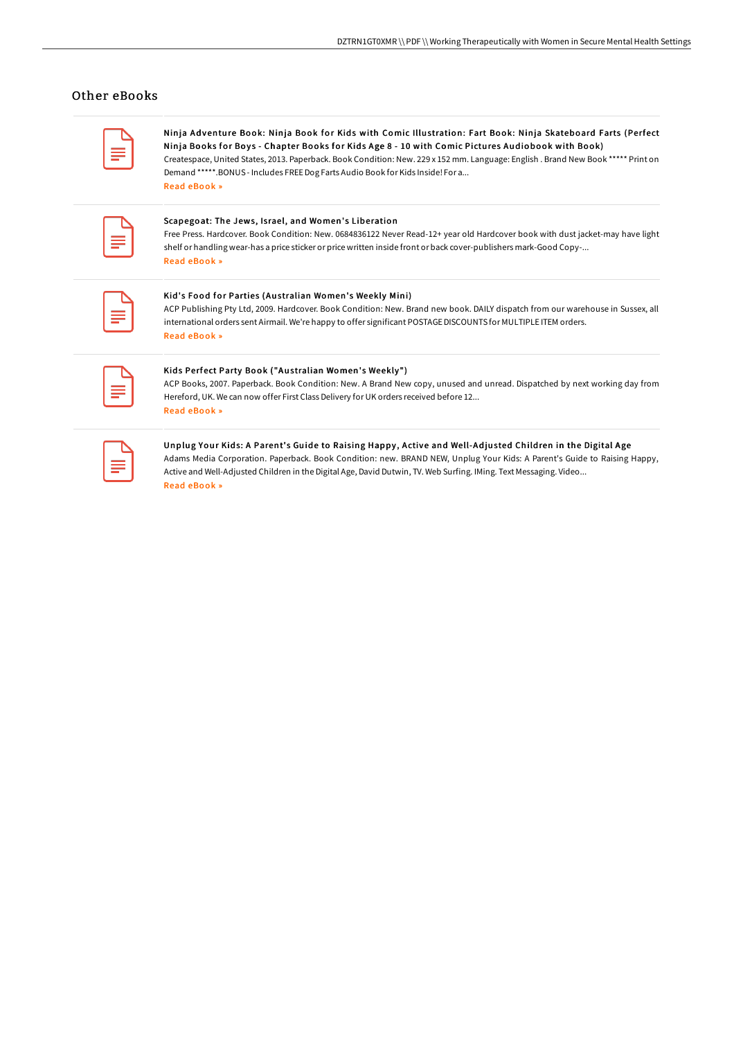## Other eBooks

**Ninja Adventure Book: Ninja Book for Kids with Comic Illustration: Fart Book: Ninja Skateboard Farts (Perfect Ninja Books for Boys - Chapter Books for Kids Age 8 - 10 with Comic Pictures Audiobook with Book)**

Createspace, United States, 2013. Paperback. Book Condition: New. 229 x 152 mm. Language: English . Brand New Book ***** Print on Demand *****.BONUS - Includes FREE Dog Farts Audio Book for Kids Inside! For a...

Read eBook »

**Scapegoat: The Jews, Israel, and Women's Liberation**

Free Press. Hardcover. Book Condition: New. 0684836122 Never Read-12+ year old Hardcover book with dust jacket-may have light shelf or handling wear-has a price sticker or price written inside front or back cover-publishers mark-Good Copy-...

Read eBook »

**Kid's Food for Parties (Australian Women's Weekly Mini)**

ACP Publishing Pty Ltd, 2009. Hardcover. Book Condition: New. Brand new book. DAILY dispatch from our warehouse in Sussex, all international orders sent Airmail. We're happy to offer significant POSTAGE DISCOUNTS for MULTIPLE ITEM orders.

Read eBook »

**Kids Perfect Party Book ("Australian Women's Weekly")**

ACP Books, 2007. Paperback. Book Condition: New. A Brand New copy, unused and unread. Dispatched by next working day from Hereford, UK. We can now offer First Class Delivery for UK orders received before 12...

Read eBook »

**Unplug Your Kids: A Parent's Guide to Raising Happy, Active and Well-Adjusted Children in the Digital Age**

Adams Media Corporation. Paperback. Book Condition: new. BRAND NEW, Unplug Your Kids: A Parent's Guide to Raising Happy, Active and Well-Adjusted Children in the Digital Age, David Dutwin, TV. Web Surfing. IMing. Text Messaging. Video...

Read eBook »